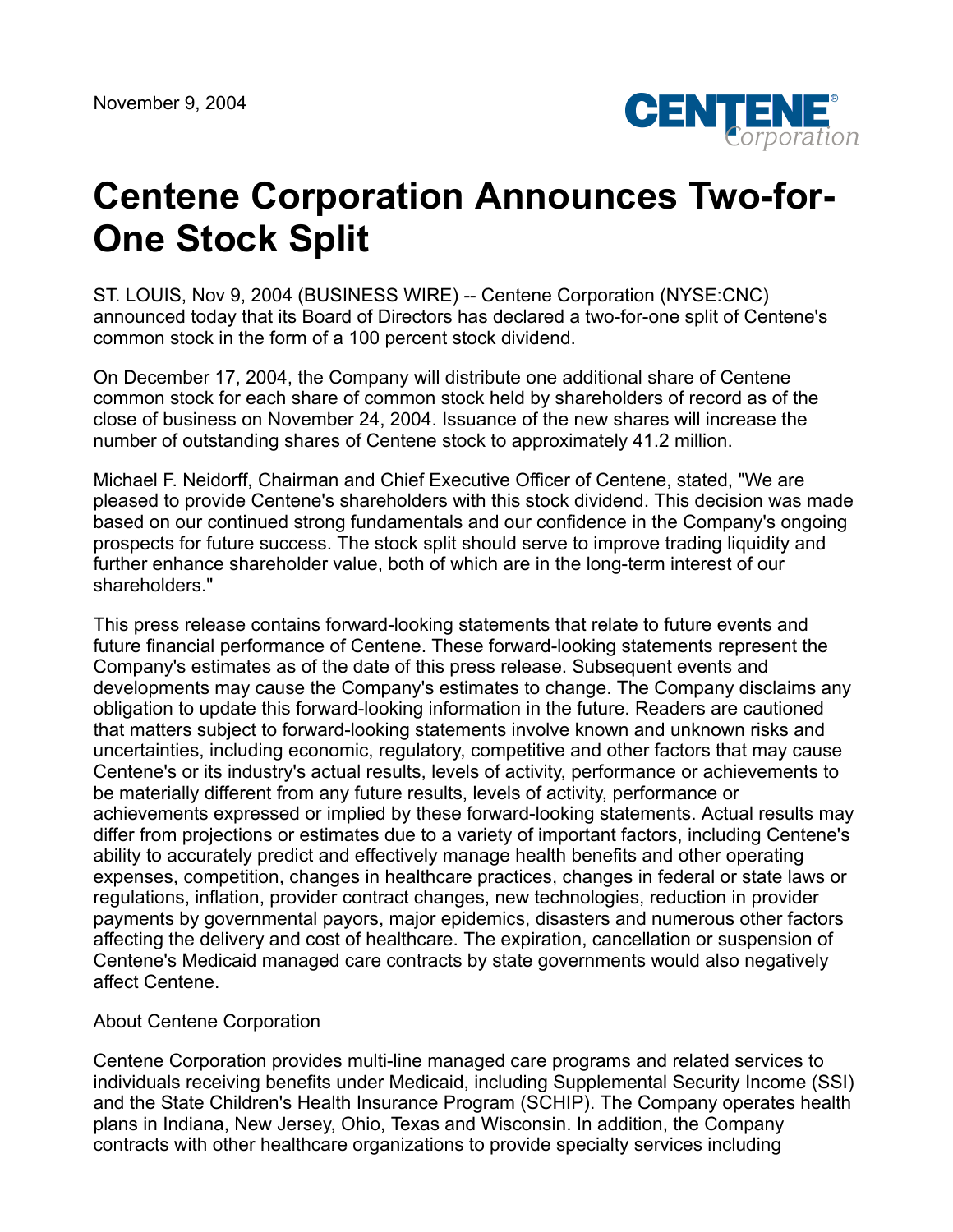November 9, 2004

# Centene Corporation Announces Two-for-One Stock Split

ST. LOUIS, Nov 9, 2004 (BUSINESS WIRE) -- Centene Corporation (NYSE:CNC) announced today that its Board of Directors has declared a two-for-one split of Centene's common stock in the form of a 100 percent stock dividend.

On December 17, 2004, the Company will distribute one additional share of Centene common stock for each share of common stock held by shareholders of record as of the close of business on November 24, 2004. Issuance of the new shares will increase the number of outstanding shares of Centene stock to approximately 41.2 million.

Michael F. Neidorff, Chairman and Chief Executive Officer of Centene, stated, "We are pleased to provide Centene's shareholders with this stock dividend. This decision was made based on our continued strong fundamentals and our confidence in the Company's ongoing prospects for future success. The stock split should serve to improve trading liquidity and further enhance shareholder value, both of which are in the long-term interest of our shareholders."

This press release contains forward-looking statements that relate to future events and future financial performance of Centene. These forward-looking statements represent the Company's estimates as of the date of this press release. Subsequent events and developments may cause the Company's estimates to change. The Company disclaims any obligation to update this forward-looking information in the future. Readers are cautioned that matters subject to forward-looking statements involve known and unknown risks and uncertainties, including economic, regulatory, competitive and other factors that may cause Centene's or its industry's actual results, levels of activity, performance or achievements to be materially different from any future results, levels of activity, performance or achievements expressed or implied by these forward-looking statements. Actual results may differ from projections or estimates due to a variety of important factors, including Centene's ability to accurately predict and effectively manage health benefits and other operating expenses, competition, changes in healthcare practices, changes in federal or state laws or regulations, inflation, provider contract changes, new technologies, reduction in provider payments by governmental payors, major epidemics, disasters and numerous other factors affecting the delivery and cost of healthcare. The expiration, cancellation or suspension of Centene's Medicaid managed care contracts by state governments would also negatively affect Centene.

About Centene Corporation

Centene Corporation provides multi-line managed care programs and related services to individuals receiving benefits under Medicaid, including Supplemental Security Income (SSI) and the State Children's Health Insurance Program (SCHIP). The Company operates health plans in Indiana, New Jersey, Ohio, Texas and Wisconsin. In addition, the Company contracts with other healthcare organizations to provide specialty services including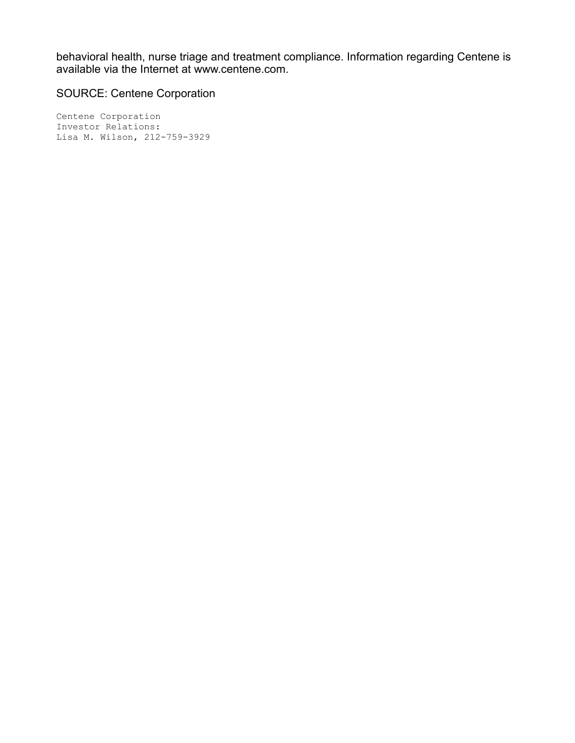behavioral health, nurse triage and treatment compliance. Information regarding Centene is available via the Internet at www.centene.com.

SOURCE: Centene Corporation

```
Centene Corporation
Investor Relations:
Lisa M. Wilson, 212-759-3929
```